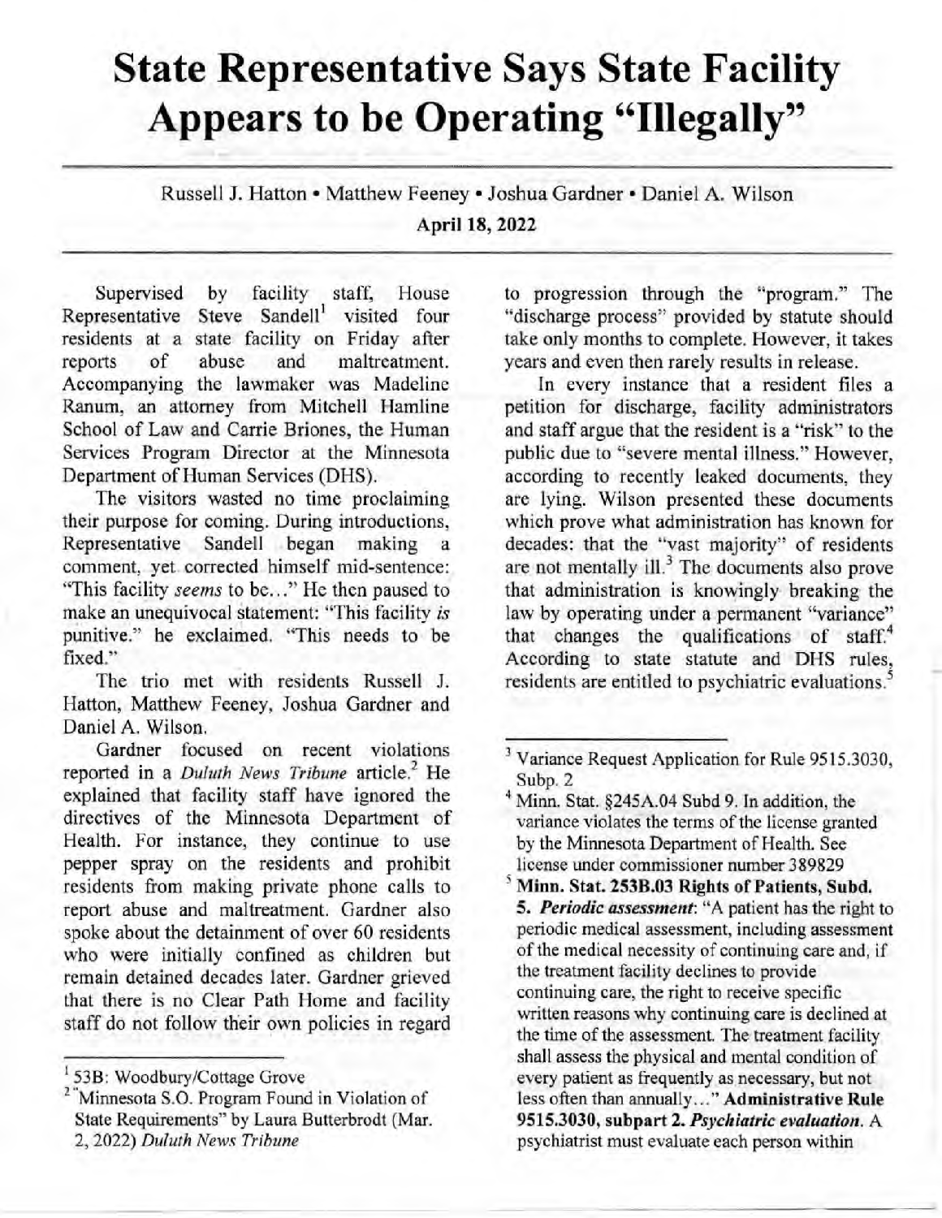# State Representative Says State Facility Appears to be Operating "Illegally"

Russell J. Hatton • Matthew Feeney • Joshua Gardner • Daniel A. Wilson

**April 18, 2022**

Supervised by facility staff, House Representative Steve Sandell[1] visited four residents at a state facility on Friday after reports of abuse and maltreatment. Accompanying the lawmaker was Madeline Ranum, an attorney from Mitchell Hamline School of Law and Carrie Briones, the Human Services Program Director at the Minnesota Department of Human Services (DHS).

The visitors wasted no time proclaiming their purpose for coming. During introductions, Representative Sandell began making a comment, yet corrected himself mid-sentence: "This facility *seems* to be..." He then paused to make an unequivocal statement: "This facility *is* punitive." he exclaimed. "This needs to be fixed."

The trio met with residents Russell J. Hatton, Matthew Feeney, Joshua Gardner and Daniel A. Wilson.

Gardner focused on recent violations reported in a *Duluth News Tribune* article.[2] He explained that facility staff have ignored the directives of the Minnesota Department of Health. For instance, they continue to use pepper spray on the residents and prohibit residents from making private phone calls to report abuse and maltreatment. Gardner also spoke about the detainment of over 60 residents who were initially confined as children but remain detained decades later. Gardner grieved that there is no Clear Path Home and facility staff do not follow their own policies in regard to progression through the "program." The "discharge process" provided by statute should take only months to complete. However, it takes years and even then rarely results in release.

In every instance that a resident files a petition for discharge, facility administrators and staff argue that the resident is a "risk" to the public due to "severe mental illness." However, according to recently leaked documents, they are lying. Wilson presented these documents which prove what administration has known for decades: that the "vast majority" of residents are not mentally ill.[3] The documents also prove that administration is knowingly breaking the law by operating under a permanent "variance" that changes the qualifications of staff.[4] According to state statute and DHS rules, residents are entitled to psychiatric evaluations.[5]

---

[1] 53B: Woodbury/Cottage Grove

[2] "Minnesota S.O. Program Found in Violation of State Requirements" by Laura Butterbrodt (Mar. 2, 2022) *Duluth News Tribune*

[3] Variance Request Application for Rule 9515.3030, Subp. 2

[4] Minn. Stat. §245A.04 Subd 9. In addition, the variance violates the terms of the license granted by the Minnesota Department of Health. See license under commissioner number 389829

[5] **Minn. Stat. 253B.03 Rights of Patients, Subd. 5.** ***Periodic assessment***: "A patient has the right to periodic medical assessment, including assessment of the medical necessity of continuing care and, if the treatment facility declines to provide continuing care, the right to receive specific written reasons why continuing care is declined at the time of the assessment. The treatment facility shall assess the physical and mental condition of every patient as frequently as necessary, but not less often than annually..." **Administrative Rule 9515.3030, subpart 2.** ***Psychiatric evaluation***. A psychiatrist must evaluate each person within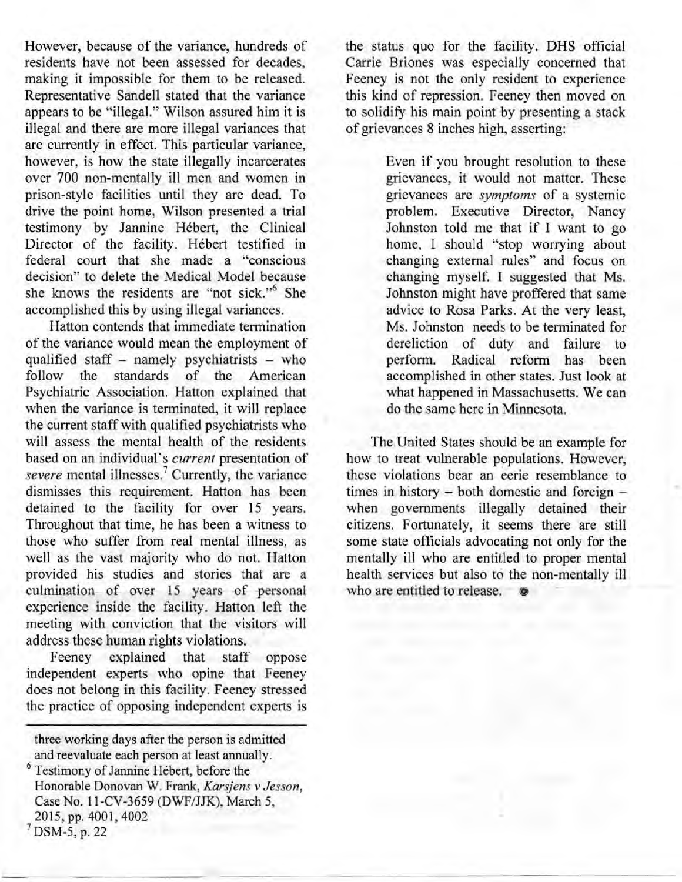However, because of the variance, hundreds of residents have not been assessed for decades, making it impossible for them to be released. Representative Sandell stated that the variance appears to be "illegal." Wilson assured him it is illegal and there are more illegal variances that are currently in effect. This particular variance, however, is how the state illegally incarcerates over 700 non-mentally ill men and women in prison-style facilities until they are dead. To drive the point home, Wilson presented a trial testimony by Jannine Hébert, the Clinical Director of the facility. Hébert testified in federal court that she made a "conscious decision" to delete the Medical Model because she knows the residents are "not sick."[6] She accomplished this by using illegal variances.

Hatton contends that immediate termination of the variance would mean the employment of qualified staff – namely psychiatrists – who follow the standards of the American Psychiatric Association. Hatton explained that when the variance is terminated, it will replace the current staff with qualified psychiatrists who will assess the mental health of the residents based on an individual's *current* presentation of *severe* mental illnesses.[7] Currently, the variance dismisses this requirement. Hatton has been detained to the facility for over 15 years. Throughout that time, he has been a witness to those who suffer from real mental illness, as well as the vast majority who do not. Hatton provided his studies and stories that are a culmination of over 15 years of personal experience inside the facility. Hatton left the meeting with conviction that the visitors will address these human rights violations.

Feeney explained that staff oppose independent experts who opine that Feeney does not belong in this facility. Feeney stressed the practice of opposing independent experts is the status quo for the facility. DHS official Carrie Briones was especially concerned that Feeney is not the only resident to experience this kind of repression. Feeney then moved on to solidify his main point by presenting a stack of grievances 8 inches high, asserting:

> Even if you brought resolution to these grievances, it would not matter. These grievances are *symptoms* of a systemic problem. Executive Director, Nancy Johnston told me that if I want to go home, I should "stop worrying about changing external rules" and focus on changing myself. I suggested that Ms. Johnston might have proffered that same advice to Rosa Parks. At the very least, Ms. Johnston needs to be terminated for dereliction of duty and failure to perform. Radical reform has been accomplished in other states. Just look at what happened in Massachusetts. We can do the same here in Minnesota.

The United States should be an example for how to treat vulnerable populations. However, these violations bear an eerie resemblance to times in history – both domestic and foreign – when governments illegally detained their citizens. Fortunately, it seems there are still some state officials advocating not only for the mentally ill who are entitled to proper mental health services but also to the non-mentally ill who are entitled to release.

---

three working days after the person is admitted and reevaluate each person at least annually.

[6] Testimony of Jannine Hébert, before the Honorable Donovan W. Frank, *Karsjens v Jesson*, Case No. 11-CV-3659 (DWF/JJK), March 5, 2015, pp. 4001, 4002

[7] DSM-5, p. 22